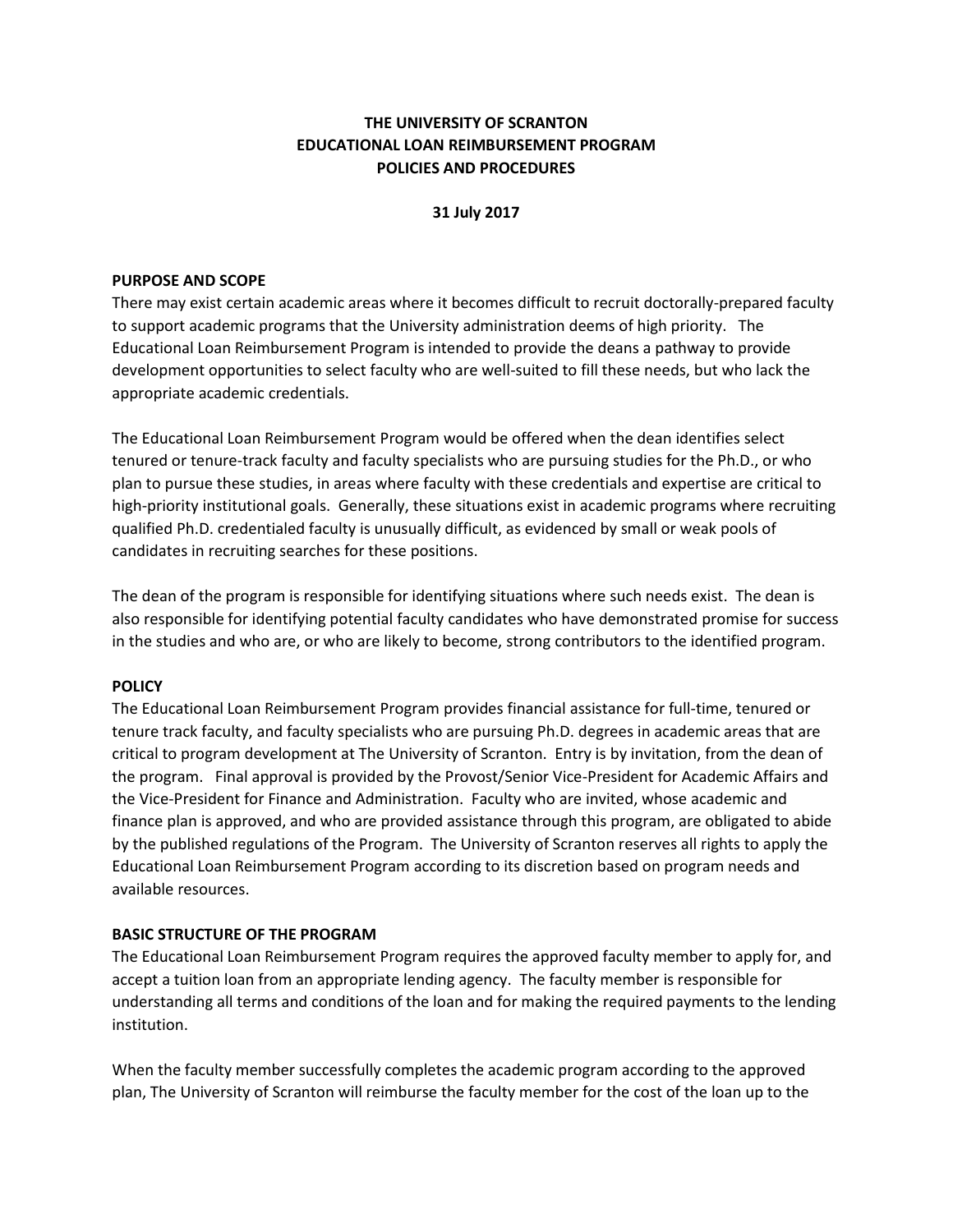# THE UNIVERSITY OF SCRANTON
# EDUCATIONAL LOAN REIMBURSEMENT PROGRAM
# POLICIES AND PROCEDURES

**31 July 2017**

## PURPOSE AND SCOPE

There may exist certain academic areas where it becomes difficult to recruit doctorally-prepared faculty to support academic programs that the University administration deems of high priority. The Educational Loan Reimbursement Program is intended to provide the deans a pathway to provide development opportunities to select faculty who are well-suited to fill these needs, but who lack the appropriate academic credentials.

The Educational Loan Reimbursement Program would be offered when the dean identifies select tenured or tenure-track faculty and faculty specialists who are pursuing studies for the Ph.D., or who plan to pursue these studies, in areas where faculty with these credentials and expertise are critical to high-priority institutional goals. Generally, these situations exist in academic programs where recruiting qualified Ph.D. credentialed faculty is unusually difficult, as evidenced by small or weak pools of candidates in recruiting searches for these positions.

The dean of the program is responsible for identifying situations where such needs exist. The dean is also responsible for identifying potential faculty candidates who have demonstrated promise for success in the studies and who are, or who are likely to become, strong contributors to the identified program.

## POLICY

The Educational Loan Reimbursement Program provides financial assistance for full-time, tenured or tenure track faculty, and faculty specialists who are pursuing Ph.D. degrees in academic areas that are critical to program development at The University of Scranton. Entry is by invitation, from the dean of the program. Final approval is provided by the Provost/Senior Vice-President for Academic Affairs and the Vice-President for Finance and Administration. Faculty who are invited, whose academic and finance plan is approved, and who are provided assistance through this program, are obligated to abide by the published regulations of the Program. The University of Scranton reserves all rights to apply the Educational Loan Reimbursement Program according to its discretion based on program needs and available resources.

## BASIC STRUCTURE OF THE PROGRAM

The Educational Loan Reimbursement Program requires the approved faculty member to apply for, and accept a tuition loan from an appropriate lending agency. The faculty member is responsible for understanding all terms and conditions of the loan and for making the required payments to the lending institution.

When the faculty member successfully completes the academic program according to the approved plan, The University of Scranton will reimburse the faculty member for the cost of the loan up to the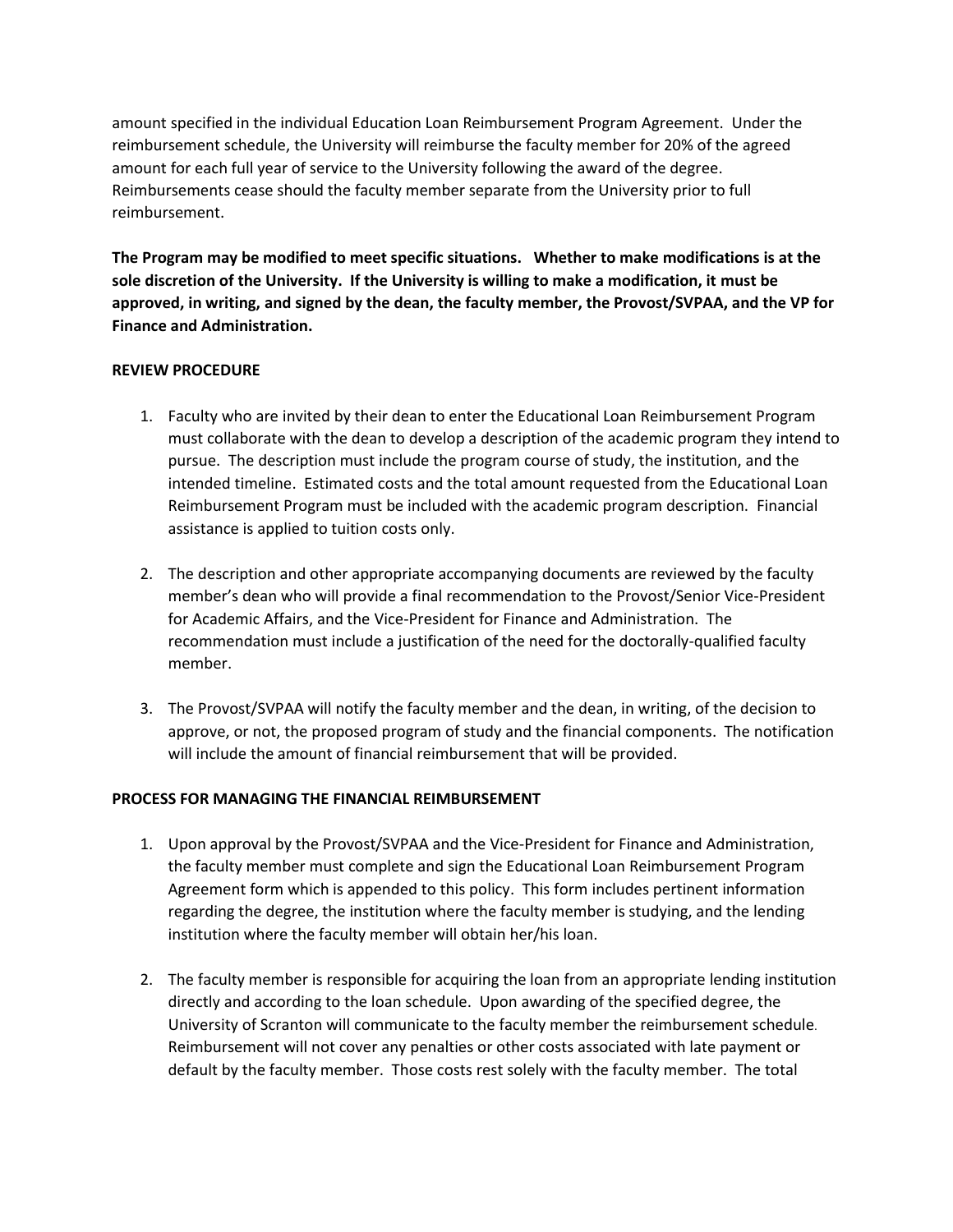amount specified in the individual Education Loan Reimbursement Program Agreement. Under the reimbursement schedule, the University will reimburse the faculty member for 20% of the agreed amount for each full year of service to the University following the award of the degree. Reimbursements cease should the faculty member separate from the University prior to full reimbursement.

**The Program may be modified to meet specific situations. Whether to make modifications is at the sole discretion of the University. If the University is willing to make a modification, it must be approved, in writing, and signed by the dean, the faculty member, the Provost/SVPAA, and the VP for Finance and Administration.**

**REVIEW PROCEDURE**

1. Faculty who are invited by their dean to enter the Educational Loan Reimbursement Program must collaborate with the dean to develop a description of the academic program they intend to pursue. The description must include the program course of study, the institution, and the intended timeline. Estimated costs and the total amount requested from the Educational Loan Reimbursement Program must be included with the academic program description. Financial assistance is applied to tuition costs only.

2. The description and other appropriate accompanying documents are reviewed by the faculty member's dean who will provide a final recommendation to the Provost/Senior Vice-President for Academic Affairs, and the Vice-President for Finance and Administration. The recommendation must include a justification of the need for the doctorally-qualified faculty member.

3. The Provost/SVPAA will notify the faculty member and the dean, in writing, of the decision to approve, or not, the proposed program of study and the financial components. The notification will include the amount of financial reimbursement that will be provided.

**PROCESS FOR MANAGING THE FINANCIAL REIMBURSEMENT**

1. Upon approval by the Provost/SVPAA and the Vice-President for Finance and Administration, the faculty member must complete and sign the Educational Loan Reimbursement Program Agreement form which is appended to this policy. This form includes pertinent information regarding the degree, the institution where the faculty member is studying, and the lending institution where the faculty member will obtain her/his loan.

2. The faculty member is responsible for acquiring the loan from an appropriate lending institution directly and according to the loan schedule. Upon awarding of the specified degree, the University of Scranton will communicate to the faculty member the reimbursement schedule. Reimbursement will not cover any penalties or other costs associated with late payment or default by the faculty member. Those costs rest solely with the faculty member. The total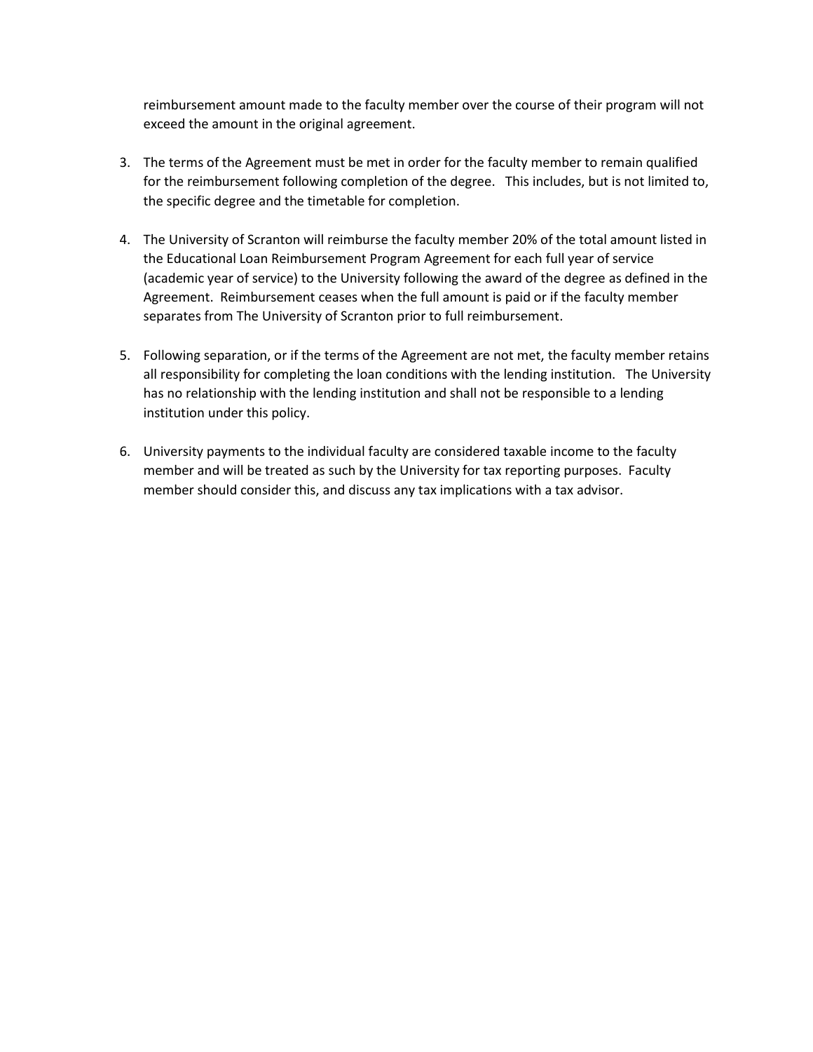reimbursement amount made to the faculty member over the course of their program will not exceed the amount in the original agreement.

3. The terms of the Agreement must be met in order for the faculty member to remain qualified for the reimbursement following completion of the degree. This includes, but is not limited to, the specific degree and the timetable for completion.

4. The University of Scranton will reimburse the faculty member 20% of the total amount listed in the Educational Loan Reimbursement Program Agreement for each full year of service (academic year of service) to the University following the award of the degree as defined in the Agreement. Reimbursement ceases when the full amount is paid or if the faculty member separates from The University of Scranton prior to full reimbursement.

5. Following separation, or if the terms of the Agreement are not met, the faculty member retains all responsibility for completing the loan conditions with the lending institution. The University has no relationship with the lending institution and shall not be responsible to a lending institution under this policy.

6. University payments to the individual faculty are considered taxable income to the faculty member and will be treated as such by the University for tax reporting purposes. Faculty member should consider this, and discuss any tax implications with a tax advisor.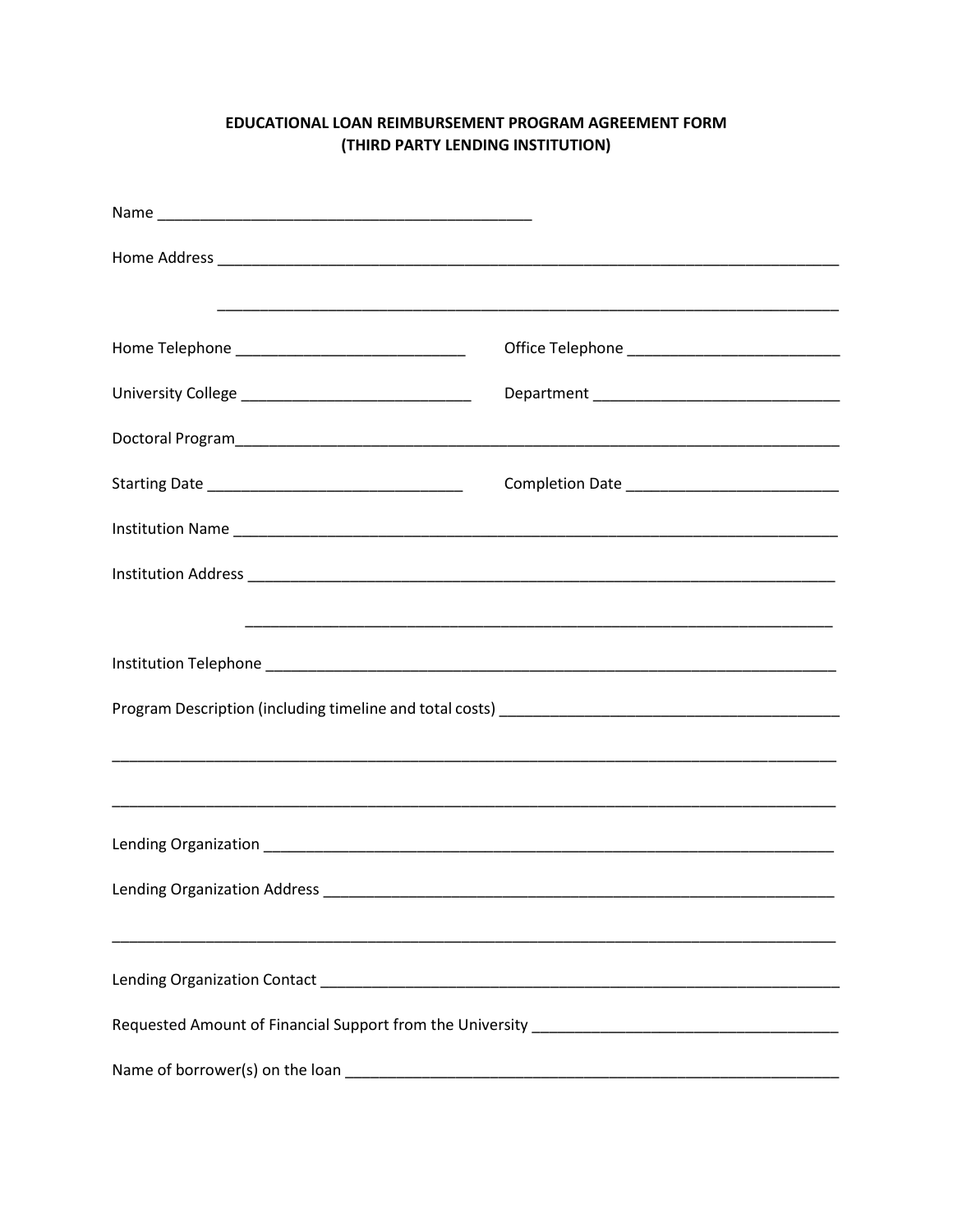**EDUCATIONAL LOAN REIMBURSEMENT PROGRAM AGREEMENT FORM**
**(THIRD PARTY LENDING INSTITUTION)**

Name _____________________________________________

Home Address ___________________________________________________________________________

_________________________________________________________________________

Home Telephone ___________________________ Office Telephone _________________________

University College ___________________________ Department _____________________________

Doctoral Program________________________________________________________________________

Starting Date ______________________________ Completion Date _________________________

Institution Name _________________________________________________________________________

Institution Address ______________________________________________________________________

______________________________________________________________________

Institution Telephone _____________________________________________________________________

Program Description (including timeline and total costs) ________________________________________

___________________________________________________________________________________

___________________________________________________________________________________

Lending Organization _____________________________________________________________________

Lending Organization Address _____________________________________________________________

___________________________________________________________________________________

Lending Organization Contact ______________________________________________________________

Requested Amount of Financial Support from the University ____________________________________

Name of borrower(s) on the loan ___________________________________________________________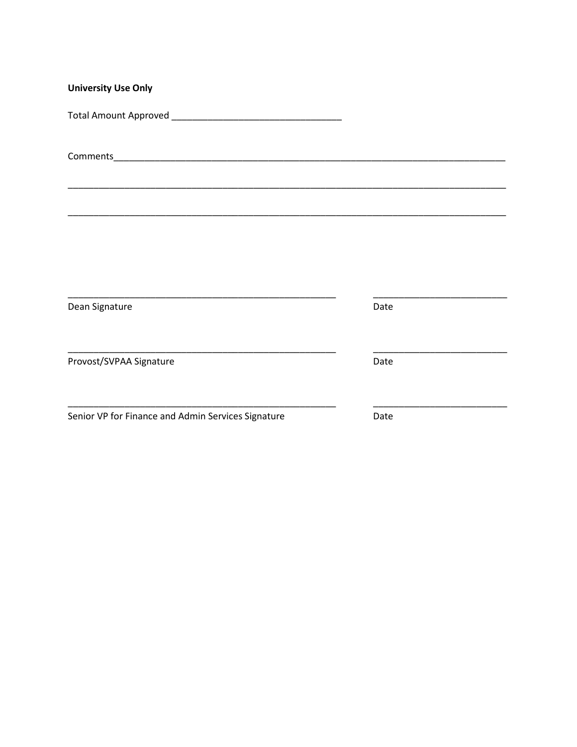**University Use Only**

Total Amount Approved ________________________________

Comments___________________________________________________________________________

____________________________________________________________________________________

____________________________________________________________________________________

__________________________________________________ ________________________

Dean Signature Date

__________________________________________________ ________________________

Provost/SVPAA Signature Date

__________________________________________________ ________________________

Senior VP for Finance and Admin Services Signature Date